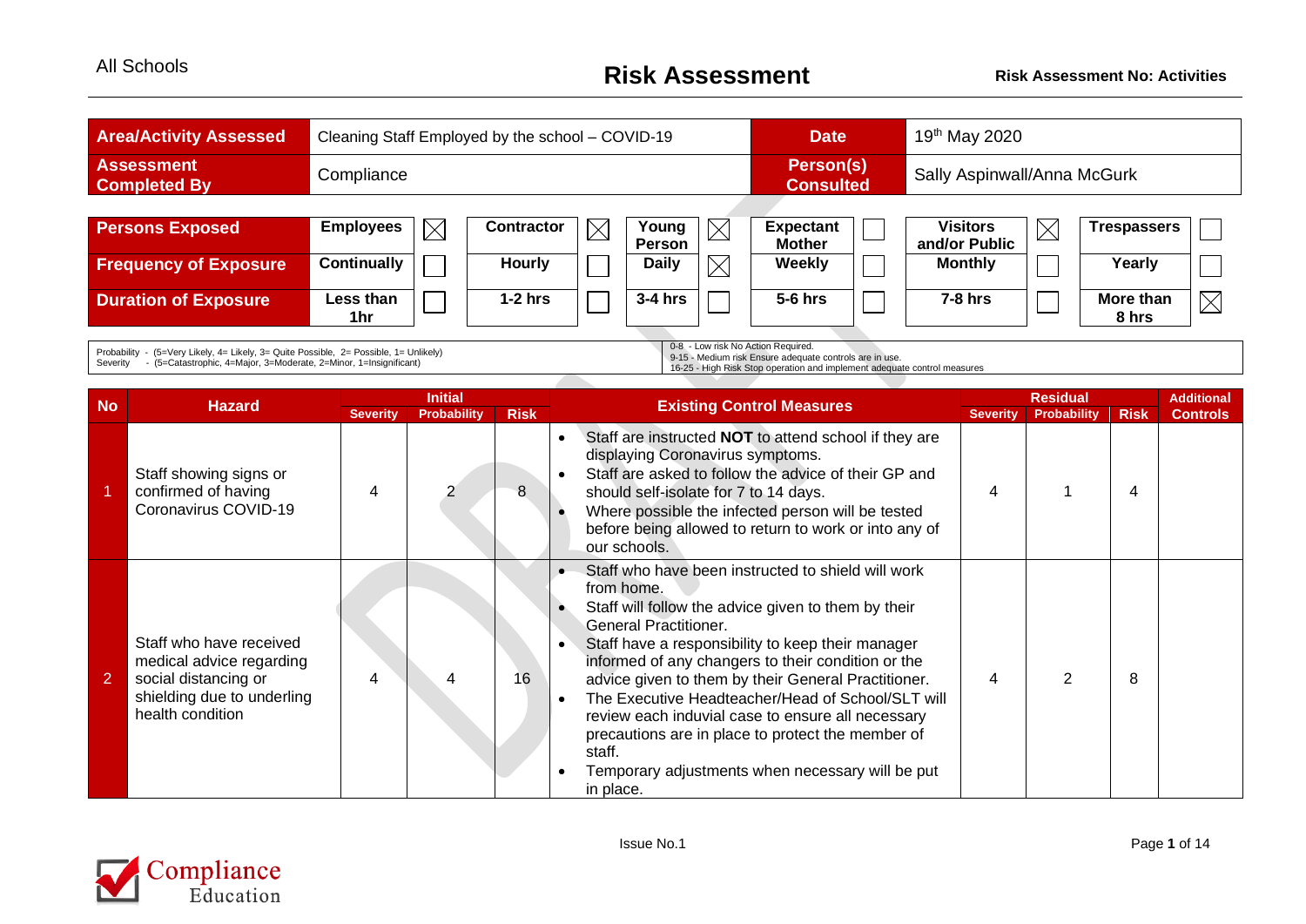All Schools

# Risk Assessment

**Risk Assessment No: Activities**

| **Area/Activity Assessed** | Cleaning Staff Employed by the school – COVID-19 | **Date** | 19th May 2020 |
|---|---|---|---|
| **Assessment Completed By** | Compliance | **Person(s) Consulted** | Sally Aspinwall/Anna McGurk |

| | | | | | | | | | | | | |
|---|---|---|---|---|---|---|---|---|---|---|---|---|
| **Persons Exposed** | **Employees** | ☒ | **Contractor** | ☒ | **Young Person** | ☒ | **Expectant Mother** | ☐ | **Visitors and/or Public** | ☒ | **Trespassers** | ☐ |
| **Frequency of Exposure** | **Continually** | ☐ | **Hourly** | ☐ | **Daily** | ☒ | **Weekly** | ☐ | **Monthly** | ☐ | **Yearly** | ☐ |
| **Duration of Exposure** | **Less than 1hr** | ☐ | **1-2 hrs** | ☐ | **3-4 hrs** | ☐ | **5-6 hrs** | ☐ | **7-8 hrs** | ☐ | **More than 8 hrs** | ☒ |

Probability - (5=Very Likely, 4= Likely, 3= Quite Possible, 2= Possible, 1= Unlikely)
Severity - (5=Catastrophic, 4=Major, 3=Moderate, 2=Minor, 1=Insignificant)

0-8 - Low risk No Action Required.
9-15 - Medium risk Ensure adequate controls are in use.
16-25 - High Risk Stop operation and implement adequate control measures

| No | Hazard | Initial | | | Existing Control Measures | Residual | | | Additional Controls |
|---|---|---|---|---|---|---|---|---|---|
| | | Severity | Probability | Risk | | Severity | Probability | Risk | |
| 1 | Staff showing signs or confirmed of having Coronavirus COVID-19 | 4 | 2 | 8 | • Staff are instructed **NOT** to attend school if they are displaying Coronavirus symptoms.<br>• Staff are asked to follow the advice of their GP and should self-isolate for 7 to 14 days.<br>• Where possible the infected person will be tested before being allowed to return to work or into any of our schools. | 4 | 1 | 4 | |
| 2 | Staff who have received medical advice regarding social distancing or shielding due to underling health condition | 4 | 4 | 16 | • Staff who have been instructed to shield will work from home.<br>• Staff will follow the advice given to them by their General Practitioner.<br>• Staff have a responsibility to keep their manager informed of any changers to their condition or the advice given to them by their General Practitioner.<br>• The Executive Headteacher/Head of School/SLT will review each induvial case to ensure all necessary precautions are in place to protect the member of staff.<br>• Temporary adjustments when necessary will be put in place. | 4 | 2 | 8 | |

Issue No.1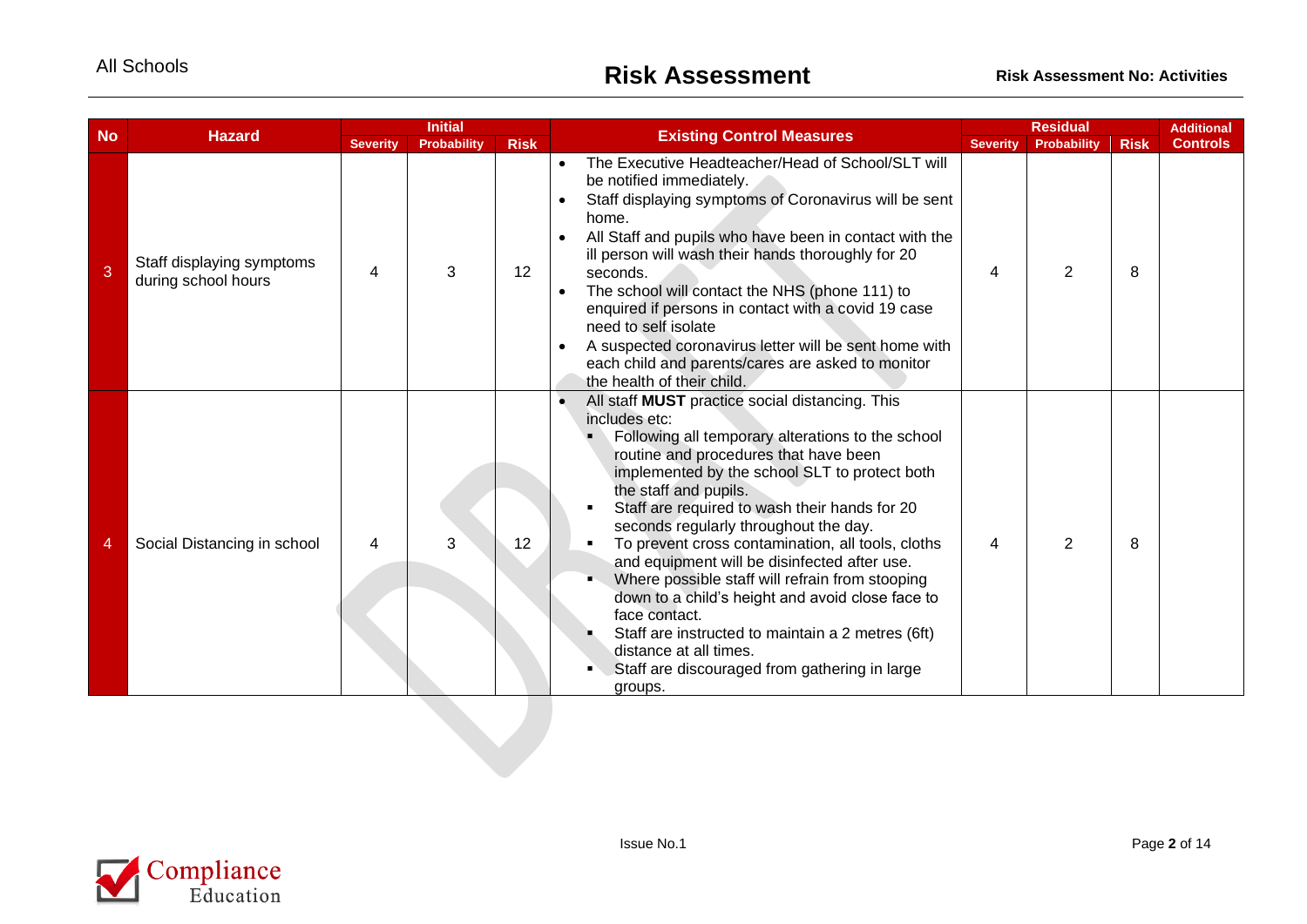| No | Hazard | Initial | | | Existing Control Measures | Residual | | | Additional Controls |
|---|---|---|---|---|---|---|---|---|---|
| | | Severity | Probability | Risk | | Severity | Probability | Risk | |
| 3 | Staff displaying symptoms during school hours | 4 | 3 | 12 | • The Executive Headteacher/Head of School/SLT will be notified immediately.<br>• Staff displaying symptoms of Coronavirus will be sent home.<br>• All Staff and pupils who have been in contact with the ill person will wash their hands thoroughly for 20 seconds.<br>• The school will contact the NHS (phone 111) to enquired if persons in contact with a covid 19 case need to self isolate<br>• A suspected coronavirus letter will be sent home with each child and parents/cares are asked to monitor the health of their child. | 4 | 2 | 8 | |
| 4 | Social Distancing in school | 4 | 3 | 12 | • All staff **MUST** practice social distancing. This includes etc:<br>▪ Following all temporary alterations to the school routine and procedures that have been implemented by the school SLT to protect both the staff and pupils.<br>▪ Staff are required to wash their hands for 20 seconds regularly throughout the day.<br>▪ To prevent cross contamination, all tools, cloths and equipment will be disinfected after use.<br>▪ Where possible staff will refrain from stooping down to a child's height and avoid close face to face contact.<br>▪ Staff are instructed to maintain a 2 metres (6ft) distance at all times.<br>▪ Staff are discouraged from gathering in large groups. | 4 | 2 | 8 | |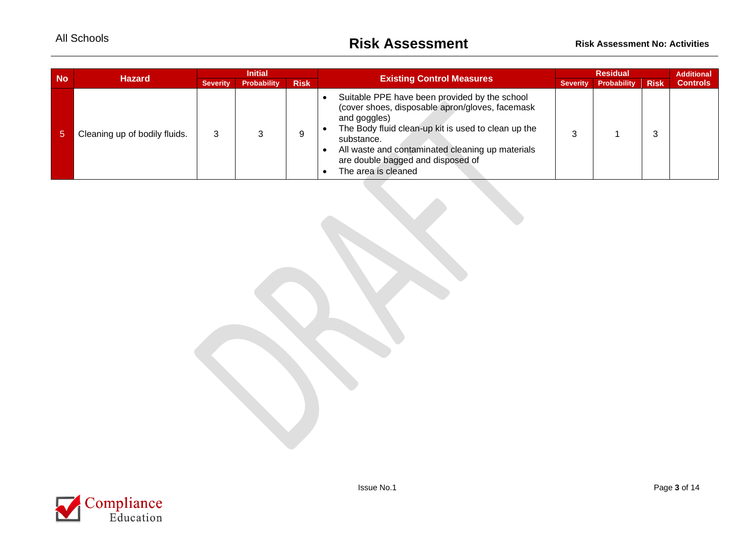| No | Hazard | Initial | | | Existing Control Measures | Residual | | | Additional Controls |
|---|---|---|---|---|---|---|---|---|---|
| | | Severity | Probability | Risk | | Severity | Probability | Risk | |
| 5 | Cleaning up of bodily fluids. | 3 | 3 | 9 | • Suitable PPE have been provided by the school (cover shoes, disposable apron/gloves, facemask and goggles)<br>• The Body fluid clean-up kit is used to clean up the substance.<br>• All waste and contaminated cleaning up materials are double bagged and disposed of<br>• The area is cleaned | 3 | 1 | 3 | |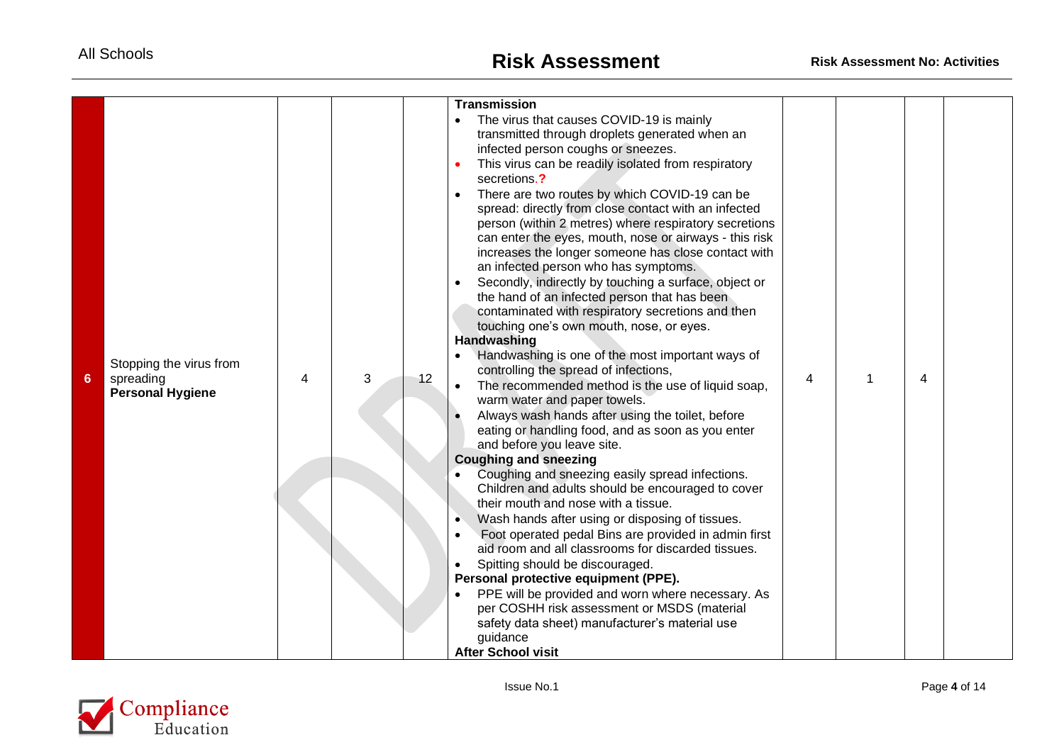| 6 | Stopping the virus from spreading **Personal Hygiene** | 4 | 3 | 12 | **Transmission**<br>• The virus that causes COVID-19 is mainly transmitted through droplets generated when an infected person coughs or sneezes.<br>• This virus can be readily isolated from respiratory secretions.?<br>• There are two routes by which COVID-19 can be spread: directly from close contact with an infected person (within 2 metres) where respiratory secretions can enter the eyes, mouth, nose or airways - this risk increases the longer someone has close contact with an infected person who has symptoms.<br>• Secondly, indirectly by touching a surface, object or the hand of an infected person that has been contaminated with respiratory secretions and then touching one's own mouth, nose, or eyes.<br>**Handwashing**<br>• Handwashing is one of the most important ways of controlling the spread of infections,<br>• The recommended method is the use of liquid soap, warm water and paper towels.<br>• Always wash hands after using the toilet, before eating or handling food, and as soon as you enter and before you leave site.<br>**Coughing and sneezing**<br>• Coughing and sneezing easily spread infections. Children and adults should be encouraged to cover their mouth and nose with a tissue.<br>• Wash hands after using or disposing of tissues.<br>• Foot operated pedal Bins are provided in admin first aid room and all classrooms for discarded tissues.<br>• Spitting should be discouraged.<br>**Personal protective equipment (PPE).**<br>• PPE will be provided and worn where necessary. As per COSHH risk assessment or MSDS (material safety data sheet) manufacturer's material use guidance<br>**After School visit** | 4 | 1 | 4 | |
|---|---|---|---|---|---|---|---|---|---|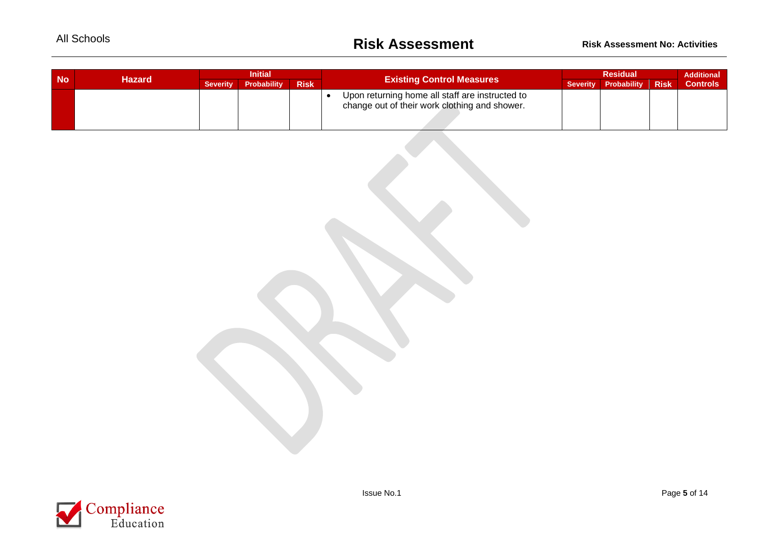| No | Hazard | Initial | | | Existing Control Measures | Residual | | | Additional Controls |
|---|---|---|---|---|---|---|---|---|---|
| | | Severity | Probability | Risk | | Severity | Probability | Risk | |
| | | | | | • Upon returning home all staff are instructed to change out of their work clothing and shower. | | | | |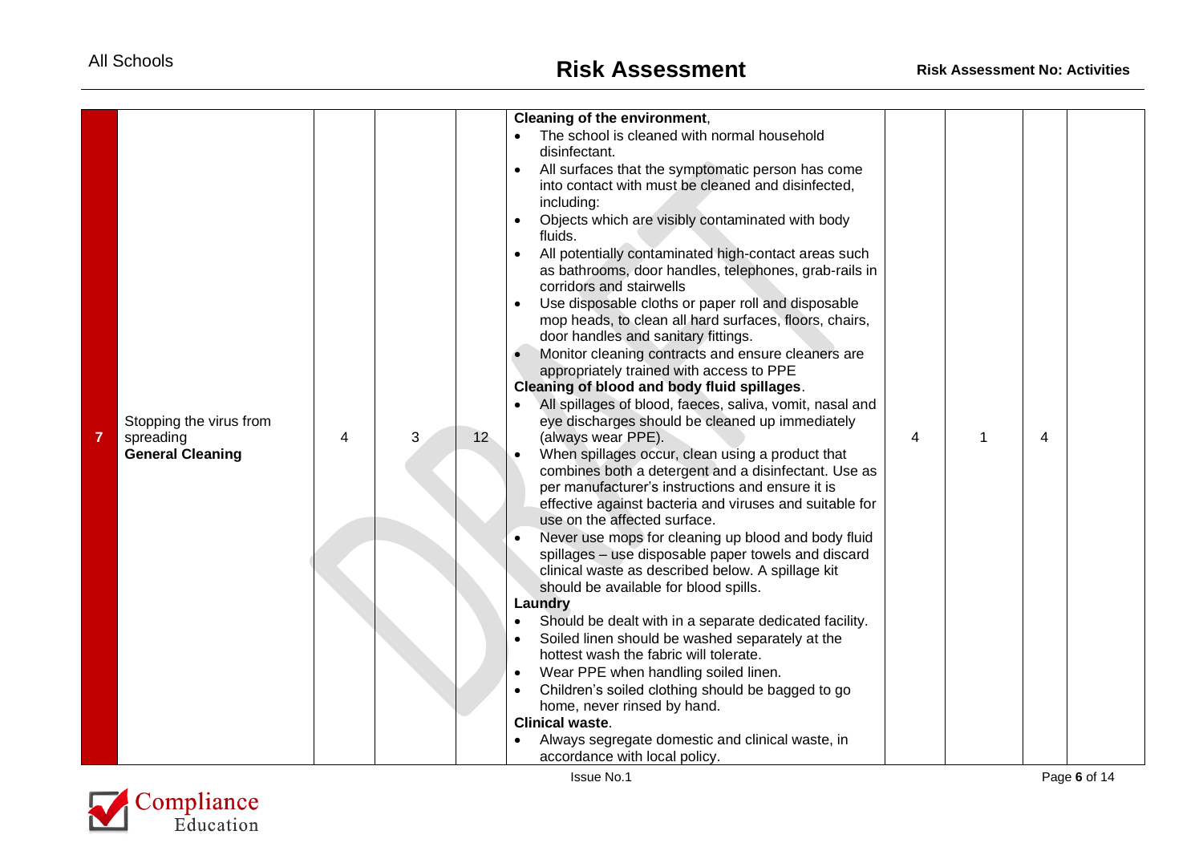| 7 | Stopping the virus from spreading **General Cleaning** | 4 | 3 | 12 | **Cleaning of the environment**,<br>• The school is cleaned with normal household disinfectant.<br>• All surfaces that the symptomatic person has come into contact with must be cleaned and disinfected, including:<br>• Objects which are visibly contaminated with body fluids.<br>• All potentially contaminated high-contact areas such as bathrooms, door handles, telephones, grab-rails in corridors and stairwells<br>• Use disposable cloths or paper roll and disposable mop heads, to clean all hard surfaces, floors, chairs, door handles and sanitary fittings.<br>• Monitor cleaning contracts and ensure cleaners are appropriately trained with access to PPE<br>**Cleaning of blood and body fluid spillages**.<br>• All spillages of blood, faeces, saliva, vomit, nasal and eye discharges should be cleaned up immediately (always wear PPE).<br>• When spillages occur, clean using a product that combines both a detergent and a disinfectant. Use as per manufacturer's instructions and ensure it is effective against bacteria and viruses and suitable for use on the affected surface.<br>• Never use mops for cleaning up blood and body fluid spillages – use disposable paper towels and discard clinical waste as described below. A spillage kit should be available for blood spills.<br>**Laundry**<br>• Should be dealt with in a separate dedicated facility.<br>• Soiled linen should be washed separately at the hottest wash the fabric will tolerate.<br>• Wear PPE when handling soiled linen.<br>• Children's soiled clothing should be bagged to go home, never rinsed by hand.<br>**Clinical waste**.<br>• Always segregate domestic and clinical waste, in accordance with local policy. | 4 | 1 | 4 | |
|---|---|---|---|---|---|---|---|---|---|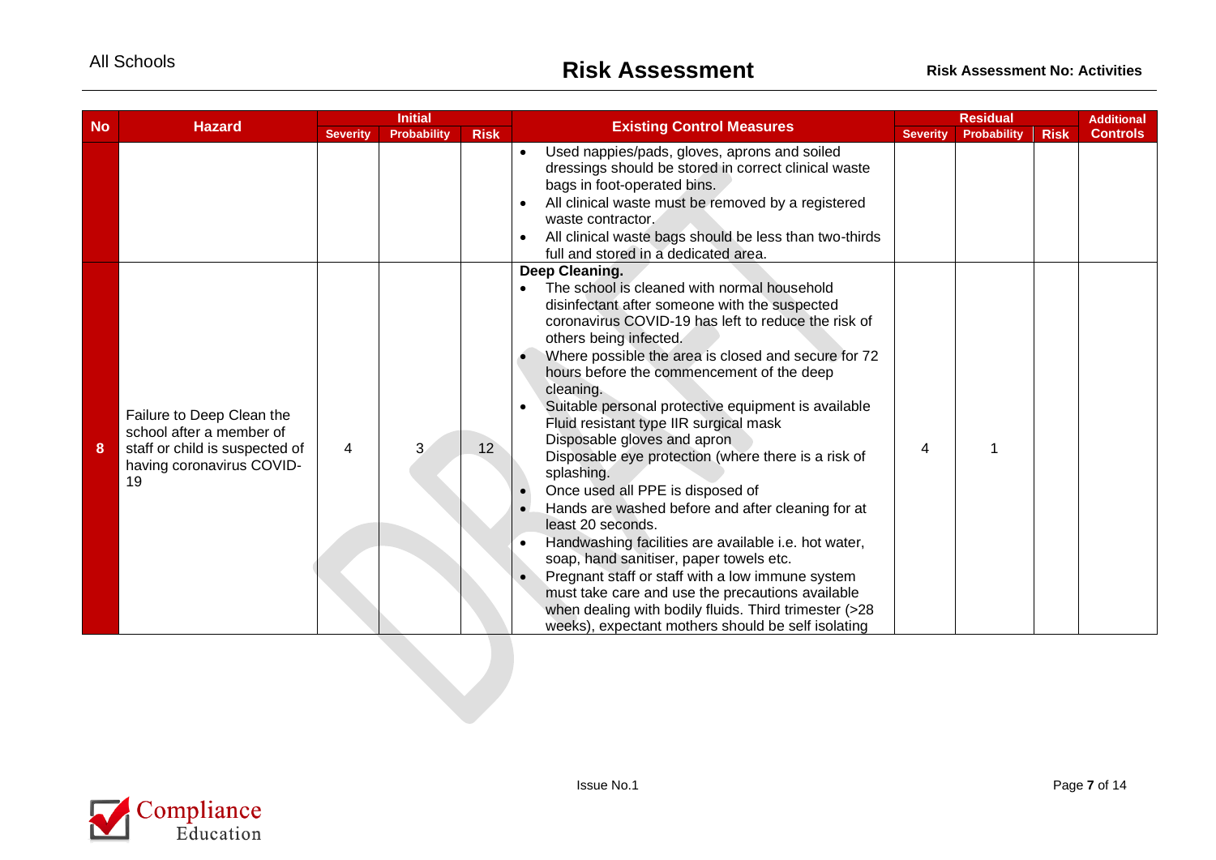| No | Hazard | Initial | | | Existing Control Measures | Residual | | | Additional Controls |
|---|---|---|---|---|---|---|---|---|---|
| | | Severity | Probability | Risk | | Severity | Probability | Risk | |
| | | | | | • Used nappies/pads, gloves, aprons and soiled dressings should be stored in correct clinical waste bags in foot-operated bins.<br>• All clinical waste must be removed by a registered waste contractor.<br>• All clinical waste bags should be less than two-thirds full and stored in a dedicated area. | | | | |
| 8 | Failure to Deep Clean the school after a member of staff or child is suspected of having coronavirus COVID-19 | 4 | 3 | 12 | **Deep Cleaning.**<br>• The school is cleaned with normal household disinfectant after someone with the suspected coronavirus COVID-19 has left to reduce the risk of others being infected.<br>• Where possible the area is closed and secure for 72 hours before the commencement of the deep cleaning.<br>• Suitable personal protective equipment is available Fluid resistant type IIR surgical mask Disposable gloves and apron Disposable eye protection (where there is a risk of splashing.<br>• Once used all PPE is disposed of<br>• Hands are washed before and after cleaning for at least 20 seconds.<br>• Handwashing facilities are available i.e. hot water, soap, hand sanitiser, paper towels etc.<br>• Pregnant staff or staff with a low immune system must take care and use the precautions available when dealing with bodily fluids. Third trimester (>28 weeks), expectant mothers should be self isolating | 4 | 1 | | |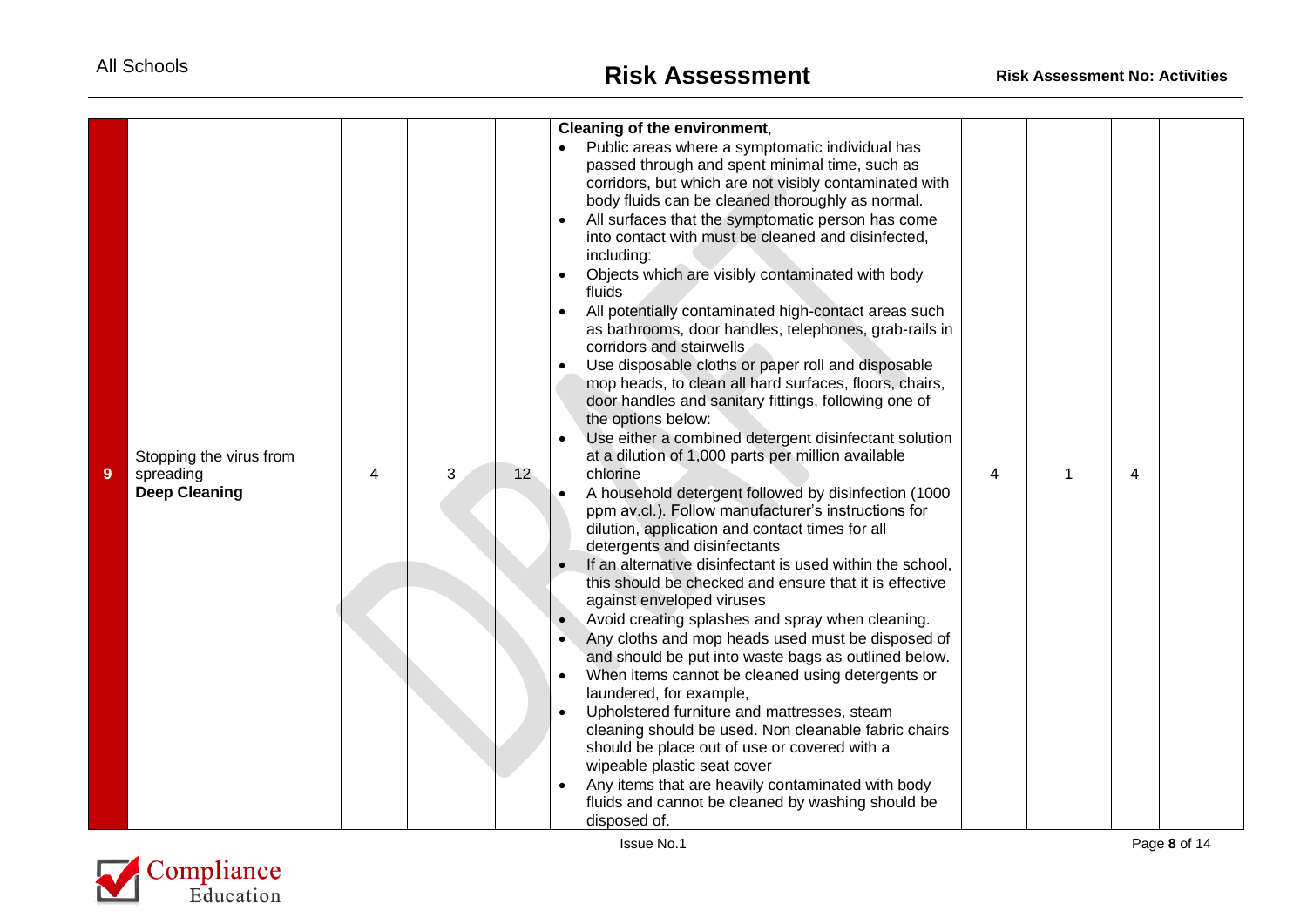| 9 | Stopping the virus from spreading **Deep Cleaning** | 4 | 3 | 12 | **Cleaning of the environment**,<br>• Public areas where a symptomatic individual has passed through and spent minimal time, such as corridors, but which are not visibly contaminated with body fluids can be cleaned thoroughly as normal.<br>• All surfaces that the symptomatic person has come into contact with must be cleaned and disinfected, including:<br>• Objects which are visibly contaminated with body fluids<br>• All potentially contaminated high-contact areas such as bathrooms, door handles, telephones, grab-rails in corridors and stairwells<br>• Use disposable cloths or paper roll and disposable mop heads, to clean all hard surfaces, floors, chairs, door handles and sanitary fittings, following one of the options below:<br>• Use either a combined detergent disinfectant solution at a dilution of 1,000 parts per million available chlorine<br>• A household detergent followed by disinfection (1000 ppm av.cl.). Follow manufacturer's instructions for dilution, application and contact times for all detergents and disinfectants<br>• If an alternative disinfectant is used within the school, this should be checked and ensure that it is effective against enveloped viruses<br>• Avoid creating splashes and spray when cleaning.<br>• Any cloths and mop heads used must be disposed of and should be put into waste bags as outlined below.<br>• When items cannot be cleaned using detergents or laundered, for example,<br>• Upholstered furniture and mattresses, steam cleaning should be used. Non cleanable fabric chairs should be place out of use or covered with a wipeable plastic seat cover<br>• Any items that are heavily contaminated with body fluids and cannot be cleaned by washing should be disposed of. | 4 | 1 | 4 | |
|---|---|---|---|---|---|---|---|---|---|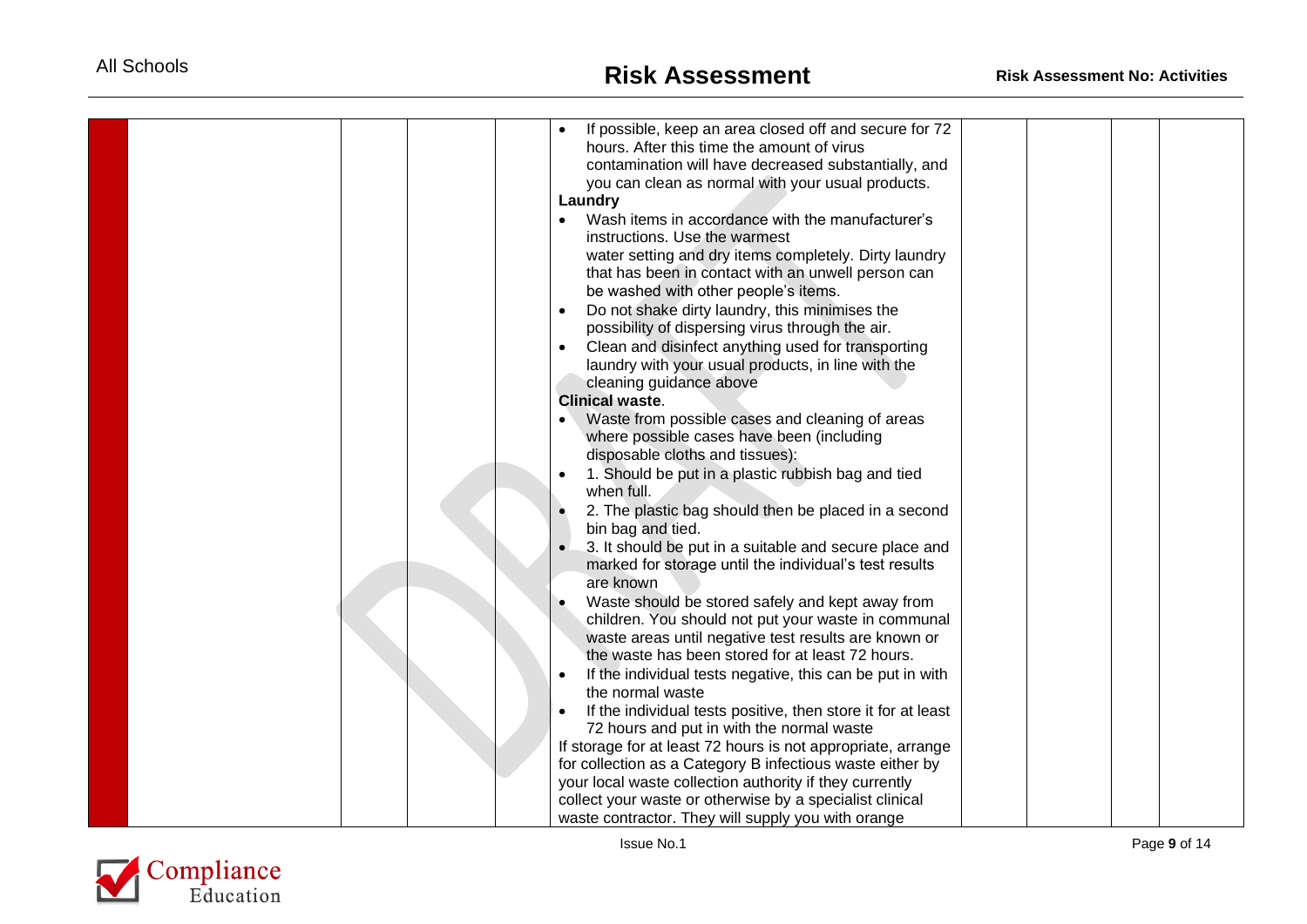| | | | | | | | | | |
|---|---|---|---|---|---|---|---|---|---|
| | | | | • If possible, keep an area closed off and secure for 72 hours. After this time the amount of virus contamination will have decreased substantially, and you can clean as normal with your usual products.<br>**Laundry**<br>• Wash items in accordance with the manufacturer's instructions. Use the warmest water setting and dry items completely. Dirty laundry that has been in contact with an unwell person can be washed with other people's items.<br>• Do not shake dirty laundry, this minimises the possibility of dispersing virus through the air.<br>• Clean and disinfect anything used for transporting laundry with your usual products, in line with the cleaning guidance above<br>**Clinical waste**.<br>• Waste from possible cases and cleaning of areas where possible cases have been (including disposable cloths and tissues):<br>• 1. Should be put in a plastic rubbish bag and tied when full.<br>• 2. The plastic bag should then be placed in a second bin bag and tied.<br>• 3. It should be put in a suitable and secure place and marked for storage until the individual's test results are known<br>• Waste should be stored safely and kept away from children. You should not put your waste in communal waste areas until negative test results are known or the waste has been stored for at least 72 hours.<br>• If the individual tests negative, this can be put in with the normal waste<br>• If the individual tests positive, then store it for at least 72 hours and put in with the normal waste<br>If storage for at least 72 hours is not appropriate, arrange for collection as a Category B infectious waste either by your local waste collection authority if they currently collect your waste or otherwise by a specialist clinical waste contractor. They will supply you with orange | | | | |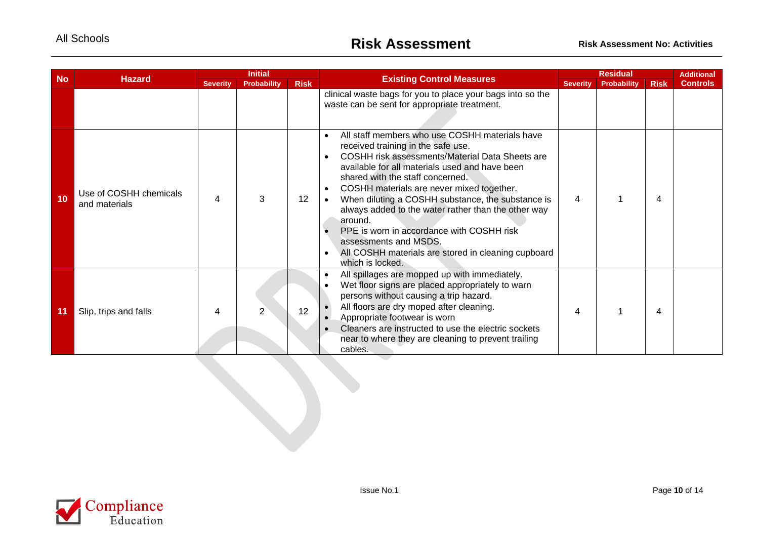| No | Hazard | Initial | | | Existing Control Measures | Residual | | | Additional Controls |
|---|---|---|---|---|---|---|---|---|---|
| | | Severity | Probability | Risk | | Severity | Probability | Risk | |
| | | | | | clinical waste bags for you to place your bags into so the waste can be sent for appropriate treatment. | | | | |
| 10 | Use of COSHH chemicals and materials | 4 | 3 | 12 | • All staff members who use COSHH materials have received training in the safe use.<br>• COSHH risk assessments/Material Data Sheets are available for all materials used and have been shared with the staff concerned.<br>• COSHH materials are never mixed together.<br>• When diluting a COSHH substance, the substance is always added to the water rather than the other way around.<br>• PPE is worn in accordance with COSHH risk assessments and MSDS.<br>• All COSHH materials are stored in cleaning cupboard which is locked. | 4 | 1 | 4 | |
| 11 | Slip, trips and falls | 4 | 2 | 12 | • All spillages are mopped up with immediately.<br>• Wet floor signs are placed appropriately to warn persons without causing a trip hazard.<br>• All floors are dry moped after cleaning.<br>• Appropriate footwear is worn<br>• Cleaners are instructed to use the electric sockets near to where they are cleaning to prevent trailing cables. | 4 | 1 | 4 | |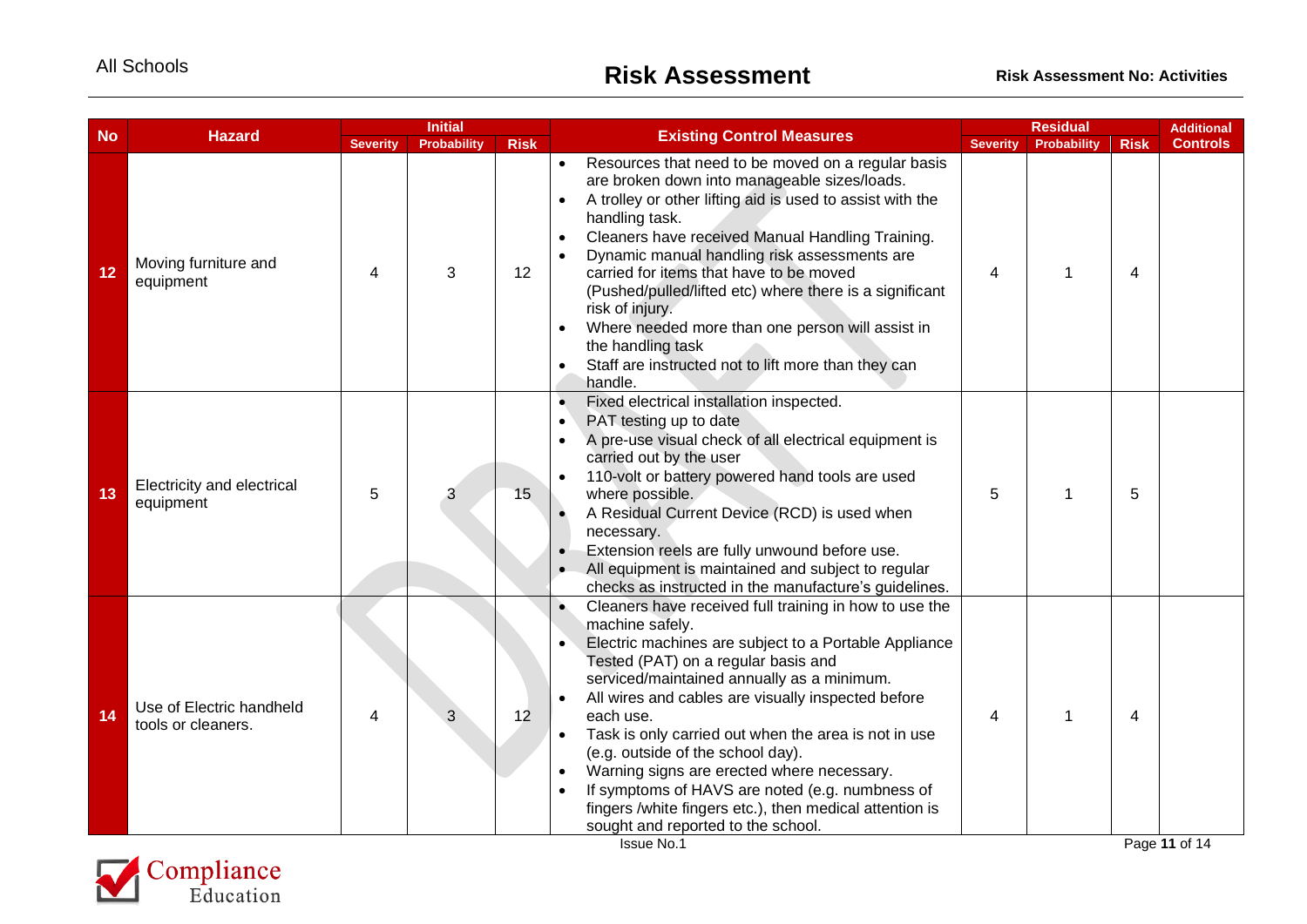| No | Hazard | Initial | | | Existing Control Measures | Residual | | | Additional Controls |
|---|---|---|---|---|---|---|---|---|---|
| | | Severity | Probability | Risk | | Severity | Probability | Risk | |
| 12 | Moving furniture and equipment | 4 | 3 | 12 | • Resources that need to be moved on a regular basis are broken down into manageable sizes/loads.<br>• A trolley or other lifting aid is used to assist with the handling task.<br>• Cleaners have received Manual Handling Training.<br>• Dynamic manual handling risk assessments are carried for items that have to be moved (Pushed/pulled/lifted etc) where there is a significant risk of injury.<br>• Where needed more than one person will assist in the handling task<br>• Staff are instructed not to lift more than they can handle. | 4 | 1 | 4 | |
| 13 | Electricity and electrical equipment | 5 | 3 | 15 | • Fixed electrical installation inspected.<br>• PAT testing up to date<br>• A pre-use visual check of all electrical equipment is carried out by the user<br>• 110-volt or battery powered hand tools are used where possible.<br>• A Residual Current Device (RCD) is used when necessary.<br>• Extension reels are fully unwound before use.<br>• All equipment is maintained and subject to regular checks as instructed in the manufacture's guidelines. | 5 | 1 | 5 | |
| 14 | Use of Electric handheld tools or cleaners. | 4 | 3 | 12 | • Cleaners have received full training in how to use the machine safely.<br>• Electric machines are subject to a Portable Appliance Tested (PAT) on a regular basis and serviced/maintained annually as a minimum.<br>• All wires and cables are visually inspected before each use.<br>• Task is only carried out when the area is not in use (e.g. outside of the school day).<br>• Warning signs are erected where necessary.<br>• If symptoms of HAVS are noted (e.g. numbness of fingers /white fingers etc.), then medical attention is sought and reported to the school. | 4 | 1 | 4 | |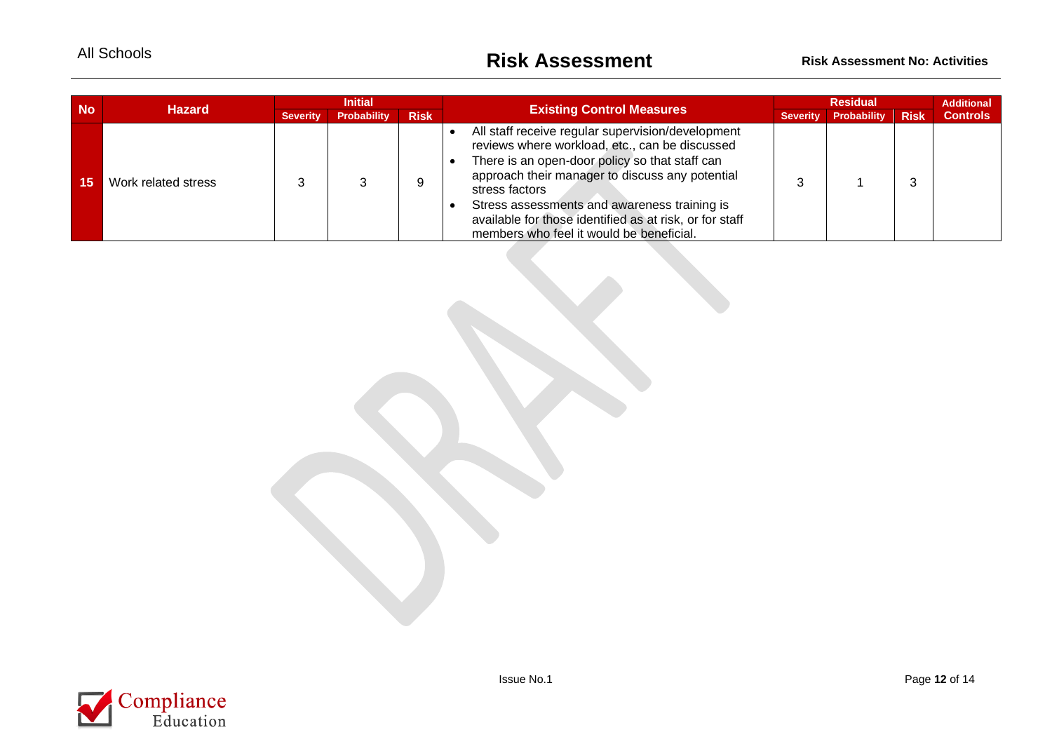| No | Hazard | Initial | | | Existing Control Measures | Residual | | | Additional Controls |
|---|---|---|---|---|---|---|---|---|---|
| | | Severity | Probability | Risk | | Severity | Probability | Risk | |
| 15 | Work related stress | 3 | 3 | 9 | • All staff receive regular supervision/development reviews where workload, etc., can be discussed<br>• There is an open-door policy so that staff can approach their manager to discuss any potential stress factors<br>• Stress assessments and awareness training is available for those identified as at risk, or for staff members who feel it would be beneficial. | 3 | 1 | 3 | |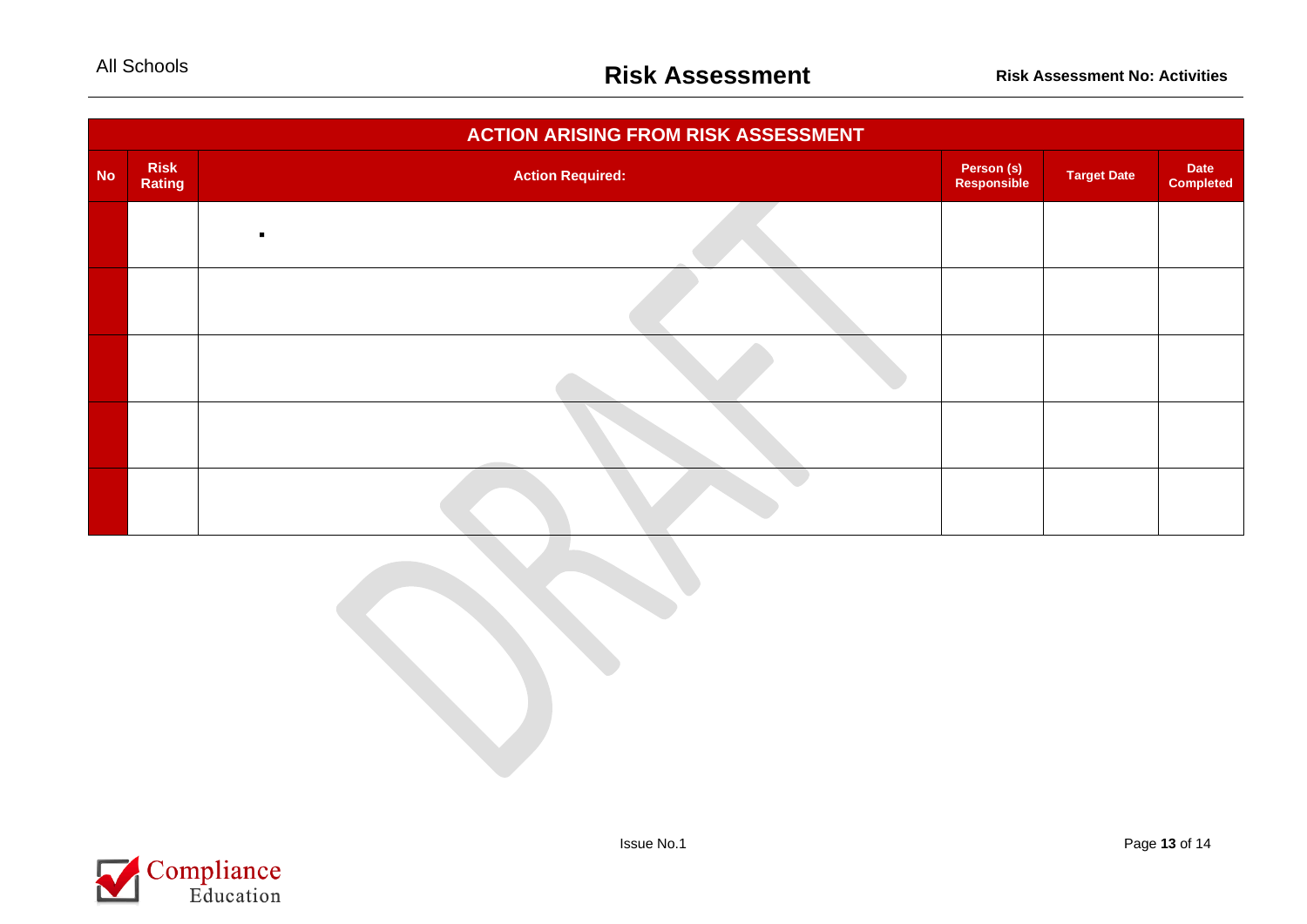| ACTION ARISING FROM RISK ASSESSMENT | | | | | |
|---|---|---|---|---|---|
| **No** | **Risk Rating** | **Action Required:** | **Person (s) Responsible** | **Target Date** | **Date Completed** |
| | | ▪ | | | |
| | | | | | |
| | | | | | |
| | | | | | |
| | | | | | |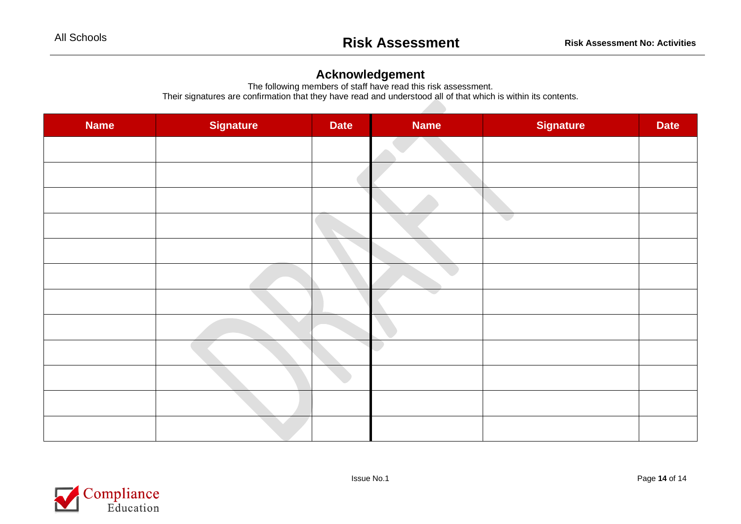## Acknowledgement

The following members of staff have read this risk assessment.
Their signatures are confirmation that they have read and understood all of that which is within its contents.

| Name | Signature | Date | Name | Signature | Date |
|---|---|---|---|---|---|
| | | | | | |
| | | | | | |
| | | | | | |
| | | | | | |
| | | | | | |
| | | | | | |
| | | | | | |
| | | | | | |
| | | | | | |
| | | | | | |
| | | | | | |
| | | | | | |